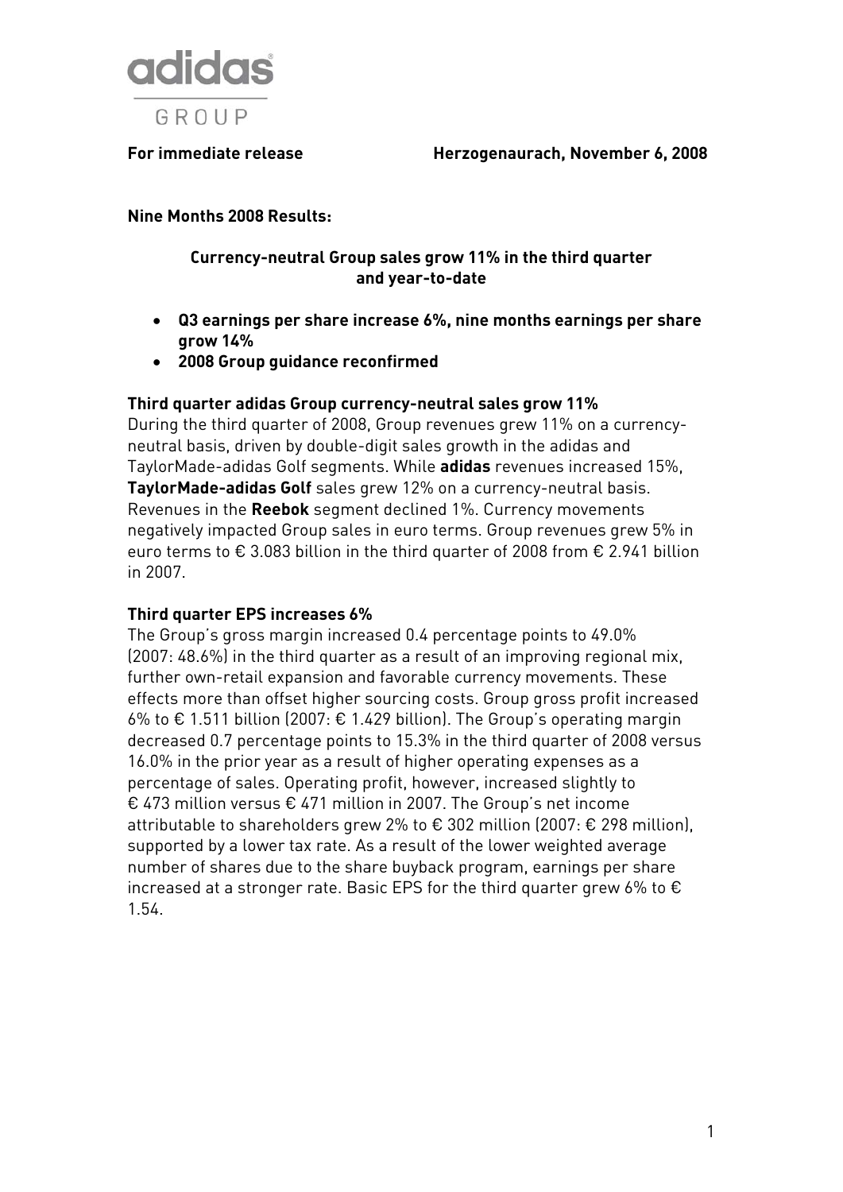adidas GROUP

**For immediate release** **Herzogenaurach, November 6, 2008**

**Nine Months 2008 Results:**

## Currency-neutral Group sales grow 11% in the third quarter and year-to-date

- **Q3 earnings per share increase 6%, nine months earnings per share grow 14%**
- **2008 Group guidance reconfirmed**

### Third quarter adidas Group currency-neutral sales grow 11%

During the third quarter of 2008, Group revenues grew 11% on a currency-neutral basis, driven by double-digit sales growth in the adidas and TaylorMade-adidas Golf segments. While **adidas** revenues increased 15%, **TaylorMade-adidas Golf** sales grew 12% on a currency-neutral basis. Revenues in the **Reebok** segment declined 1%. Currency movements negatively impacted Group sales in euro terms. Group revenues grew 5% in euro terms to € 3.083 billion in the third quarter of 2008 from € 2.941 billion in 2007.

### Third quarter EPS increases 6%

The Group's gross margin increased 0.4 percentage points to 49.0% (2007: 48.6%) in the third quarter as a result of an improving regional mix, further own-retail expansion and favorable currency movements. These effects more than offset higher sourcing costs. Group gross profit increased 6% to € 1.511 billion (2007: € 1.429 billion). The Group's operating margin decreased 0.7 percentage points to 15.3% in the third quarter of 2008 versus 16.0% in the prior year as a result of higher operating expenses as a percentage of sales. Operating profit, however, increased slightly to € 473 million versus € 471 million in 2007. The Group's net income attributable to shareholders grew 2% to € 302 million (2007: € 298 million), supported by a lower tax rate. As a result of the lower weighted average number of shares due to the share buyback program, earnings per share increased at a stronger rate. Basic EPS for the third quarter grew 6% to € 1.54.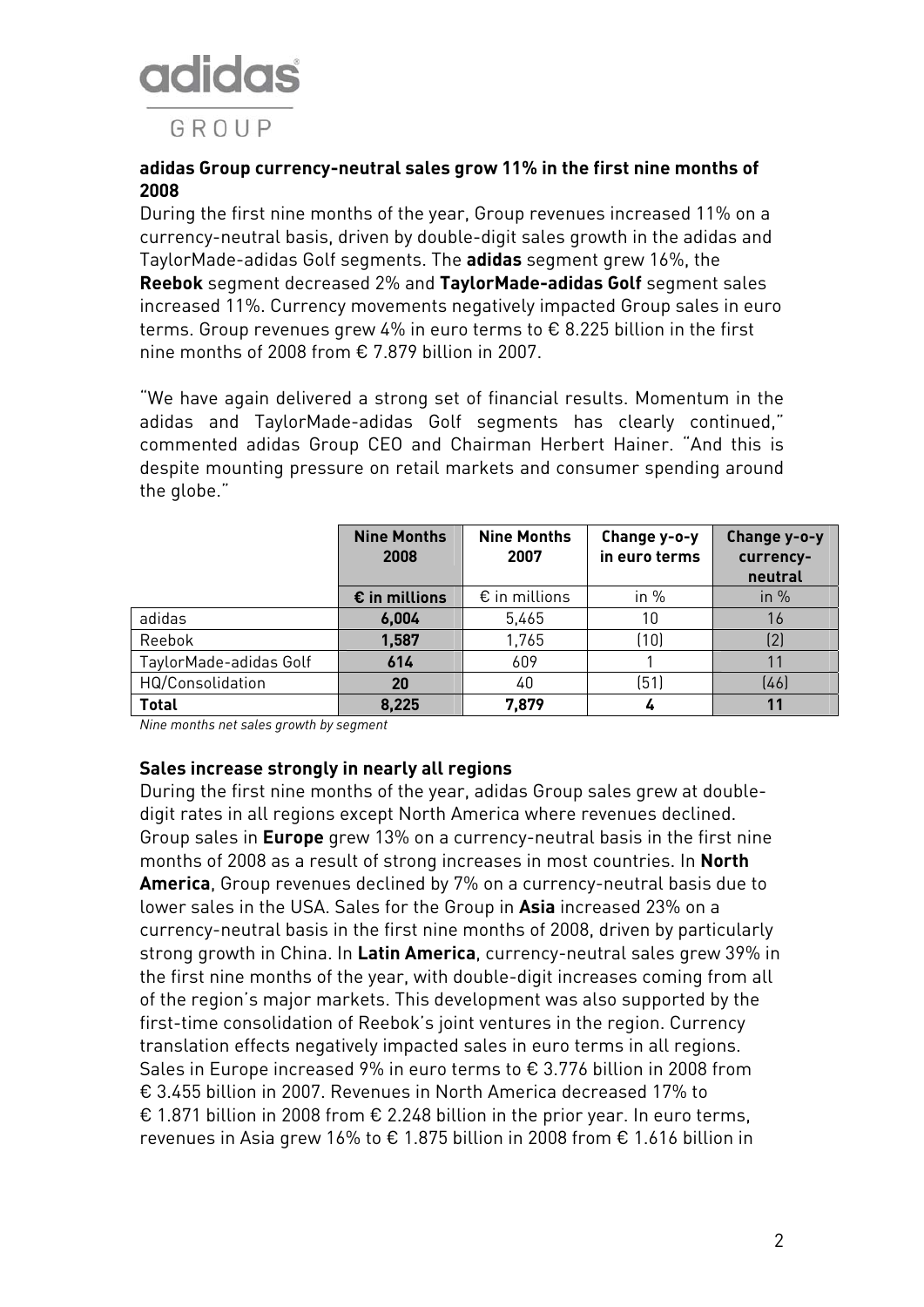adidas GROUP

**adidas Group currency-neutral sales grow 11% in the first nine months of 2008**

During the first nine months of the year, Group revenues increased 11% on a currency-neutral basis, driven by double-digit sales growth in the adidas and TaylorMade-adidas Golf segments. The **adidas** segment grew 16%, the **Reebok** segment decreased 2% and **TaylorMade-adidas Golf** segment sales increased 11%. Currency movements negatively impacted Group sales in euro terms. Group revenues grew 4% in euro terms to € 8.225 billion in the first nine months of 2008 from € 7.879 billion in 2007.

"We have again delivered a strong set of financial results. Momentum in the adidas and TaylorMade-adidas Golf segments has clearly continued," commented adidas Group CEO and Chairman Herbert Hainer. "And this is despite mounting pressure on retail markets and consumer spending around the globe."

| | **Nine Months 2008** | **Nine Months 2007** | **Change y-o-y in euro terms** | **Change y-o-y currency-neutral** |
|---|---|---|---|---|
| | **€ in millions** | € in millions | in % | in % |
| adidas | **6,004** | 5,465 | 10 | 16 |
| Reebok | **1,587** | 1,765 | (10) | (2) |
| TaylorMade-adidas Golf | **614** | 609 | 1 | 11 |
| HQ/Consolidation | **20** | 40 | (51) | (46) |
| **Total** | **8,225** | **7,879** | **4** | **11** |

*Nine months net sales growth by segment*

**Sales increase strongly in nearly all regions**

During the first nine months of the year, adidas Group sales grew at double-digit rates in all regions except North America where revenues declined. Group sales in **Europe** grew 13% on a currency-neutral basis in the first nine months of 2008 as a result of strong increases in most countries. In **North America**, Group revenues declined by 7% on a currency-neutral basis due to lower sales in the USA. Sales for the Group in **Asia** increased 23% on a currency-neutral basis in the first nine months of 2008, driven by particularly strong growth in China. In **Latin America**, currency-neutral sales grew 39% in the first nine months of the year, with double-digit increases coming from all of the region's major markets. This development was also supported by the first-time consolidation of Reebok's joint ventures in the region. Currency translation effects negatively impacted sales in euro terms in all regions. Sales in Europe increased 9% in euro terms to € 3.776 billion in 2008 from € 3.455 billion in 2007. Revenues in North America decreased 17% to € 1.871 billion in 2008 from € 2.248 billion in the prior year. In euro terms, revenues in Asia grew 16% to € 1.875 billion in 2008 from € 1.616 billion in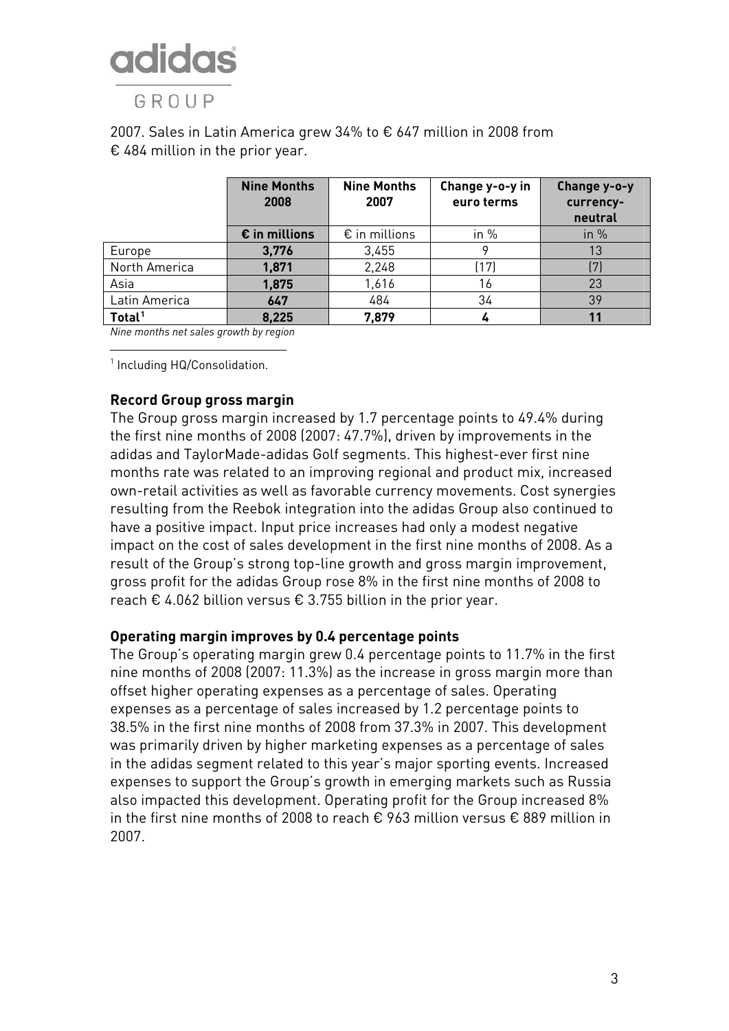2007. Sales in Latin America grew 34% to € 647 million in 2008 from € 484 million in the prior year.

| | Nine Months 2008 | Nine Months 2007 | Change y-o-y in euro terms | Change y-o-y currency-neutral |
|---|---|---|---|---|
| | **€ in millions** | € in millions | in % | in % |
| Europe | **3,776** | 3,455 | 9 | 13 |
| North America | **1,871** | 2,248 | (17) | (7) |
| Asia | **1,875** | 1,616 | 16 | 23 |
| Latin America | **647** | 484 | 34 | 39 |
| **Total**[1] | **8,225** | **7,879** | **4** | **11** |

*Nine months net sales growth by region*

[1] Including HQ/Consolidation.

**Record Group gross margin**

The Group gross margin increased by 1.7 percentage points to 49.4% during the first nine months of 2008 (2007: 47.7%), driven by improvements in the adidas and TaylorMade-adidas Golf segments. This highest-ever first nine months rate was related to an improving regional and product mix, increased own-retail activities as well as favorable currency movements. Cost synergies resulting from the Reebok integration into the adidas Group also continued to have a positive impact. Input price increases had only a modest negative impact on the cost of sales development in the first nine months of 2008. As a result of the Group's strong top-line growth and gross margin improvement, gross profit for the adidas Group rose 8% in the first nine months of 2008 to reach € 4.062 billion versus € 3.755 billion in the prior year.

**Operating margin improves by 0.4 percentage points**

The Group's operating margin grew 0.4 percentage points to 11.7% in the first nine months of 2008 (2007: 11.3%) as the increase in gross margin more than offset higher operating expenses as a percentage of sales. Operating expenses as a percentage of sales increased by 1.2 percentage points to 38.5% in the first nine months of 2008 from 37.3% in 2007. This development was primarily driven by higher marketing expenses as a percentage of sales in the adidas segment related to this year's major sporting events. Increased expenses to support the Group's growth in emerging markets such as Russia also impacted this development. Operating profit for the Group increased 8% in the first nine months of 2008 to reach € 963 million versus € 889 million in 2007.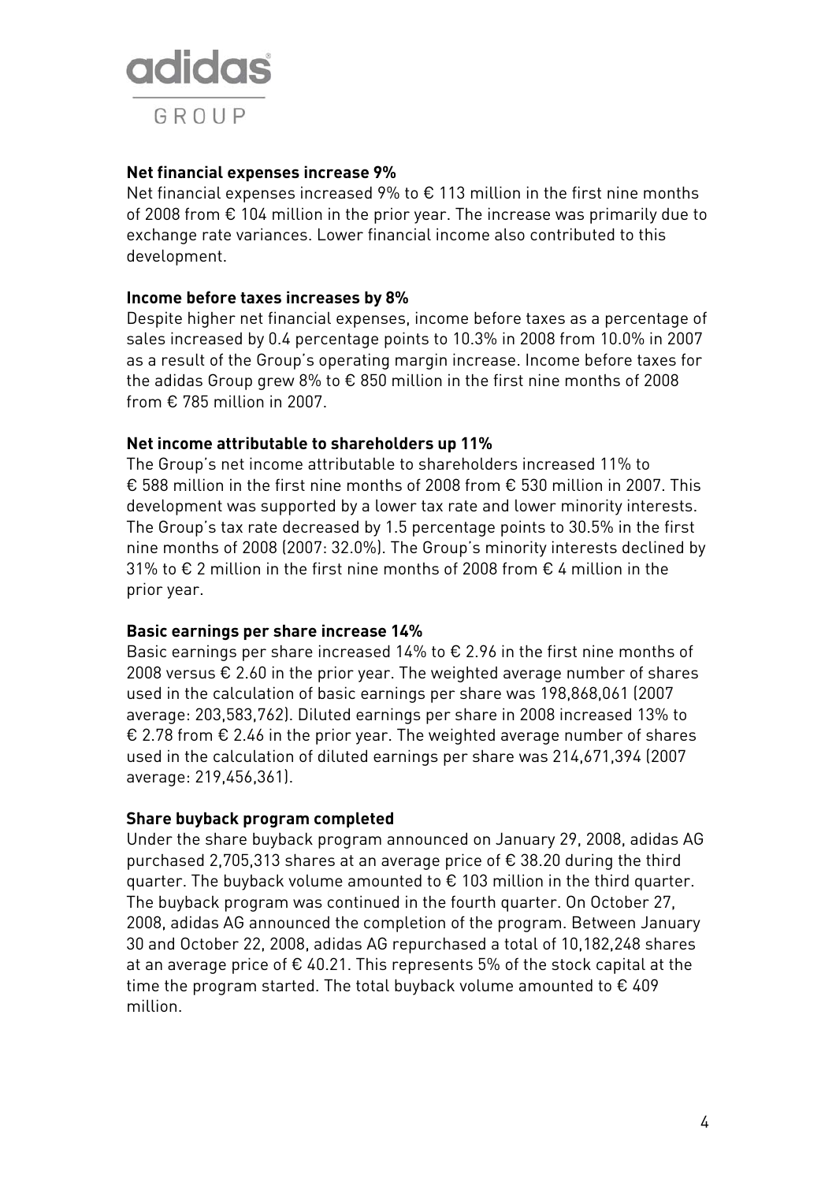**Net financial expenses increase 9%**

Net financial expenses increased 9% to € 113 million in the first nine months of 2008 from € 104 million in the prior year. The increase was primarily due to exchange rate variances. Lower financial income also contributed to this development.

**Income before taxes increases by 8%**

Despite higher net financial expenses, income before taxes as a percentage of sales increased by 0.4 percentage points to 10.3% in 2008 from 10.0% in 2007 as a result of the Group's operating margin increase. Income before taxes for the adidas Group grew 8% to € 850 million in the first nine months of 2008 from € 785 million in 2007.

**Net income attributable to shareholders up 11%**

The Group's net income attributable to shareholders increased 11% to € 588 million in the first nine months of 2008 from € 530 million in 2007. This development was supported by a lower tax rate and lower minority interests. The Group's tax rate decreased by 1.5 percentage points to 30.5% in the first nine months of 2008 (2007: 32.0%). The Group's minority interests declined by 31% to € 2 million in the first nine months of 2008 from € 4 million in the prior year.

**Basic earnings per share increase 14%**

Basic earnings per share increased 14% to € 2.96 in the first nine months of 2008 versus € 2.60 in the prior year. The weighted average number of shares used in the calculation of basic earnings per share was 198,868,061 (2007 average: 203,583,762). Diluted earnings per share in 2008 increased 13% to € 2.78 from € 2.46 in the prior year. The weighted average number of shares used in the calculation of diluted earnings per share was 214,671,394 (2007 average: 219,456,361).

**Share buyback program completed**

Under the share buyback program announced on January 29, 2008, adidas AG purchased 2,705,313 shares at an average price of € 38.20 during the third quarter. The buyback volume amounted to € 103 million in the third quarter. The buyback program was continued in the fourth quarter. On October 27, 2008, adidas AG announced the completion of the program. Between January 30 and October 22, 2008, adidas AG repurchased a total of 10,182,248 shares at an average price of € 40.21. This represents 5% of the stock capital at the time the program started. The total buyback volume amounted to € 409 million.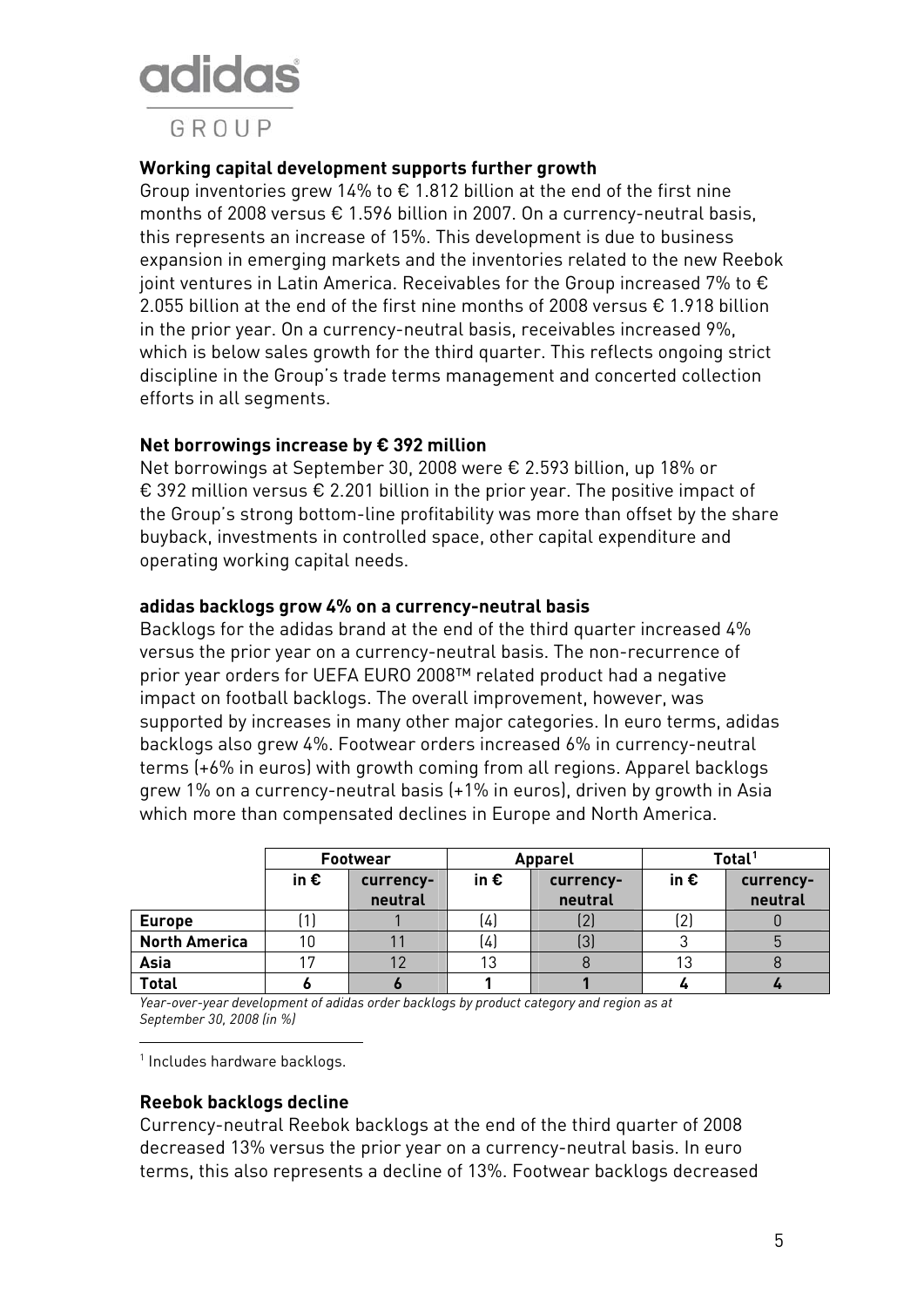## Working capital development supports further growth

Group inventories grew 14% to € 1.812 billion at the end of the first nine months of 2008 versus € 1.596 billion in 2007. On a currency-neutral basis, this represents an increase of 15%. This development is due to business expansion in emerging markets and the inventories related to the new Reebok joint ventures in Latin America. Receivables for the Group increased 7% to € 2.055 billion at the end of the first nine months of 2008 versus € 1.918 billion in the prior year. On a currency-neutral basis, receivables increased 9%, which is below sales growth for the third quarter. This reflects ongoing strict discipline in the Group's trade terms management and concerted collection efforts in all segments.

## Net borrowings increase by € 392 million

Net borrowings at September 30, 2008 were € 2.593 billion, up 18% or € 392 million versus € 2.201 billion in the prior year. The positive impact of the Group's strong bottom-line profitability was more than offset by the share buyback, investments in controlled space, other capital expenditure and operating working capital needs.

## adidas backlogs grow 4% on a currency-neutral basis

Backlogs for the adidas brand at the end of the third quarter increased 4% versus the prior year on a currency-neutral basis. The non-recurrence of prior year orders for UEFA EURO 2008™ related product had a negative impact on football backlogs. The overall improvement, however, was supported by increases in many other major categories. In euro terms, adidas backlogs also grew 4%. Footwear orders increased 6% in currency-neutral terms (+6% in euros) with growth coming from all regions. Apparel backlogs grew 1% on a currency-neutral basis (+1% in euros), driven by growth in Asia which more than compensated declines in Europe and North America.

| | Footwear | | Apparel | | Total[1] | |
|---|---|---|---|---|---|---|
| | in € | currency-neutral | in € | currency-neutral | in € | currency-neutral |
| **Europe** | (1) | 1 | (4) | (2) | (2) | 0 |
| **North America** | 10 | 11 | (4) | (3) | 3 | 5 |
| **Asia** | 17 | 12 | 13 | 8 | 13 | 8 |
| **Total** | **6** | **6** | **1** | **1** | **4** | **4** |

*Year-over-year development of adidas order backlogs by product category and region as at September 30, 2008 (in %)*

[1] Includes hardware backlogs.

## Reebok backlogs decline

Currency-neutral Reebok backlogs at the end of the third quarter of 2008 decreased 13% versus the prior year on a currency-neutral basis. In euro terms, this also represents a decline of 13%. Footwear backlogs decreased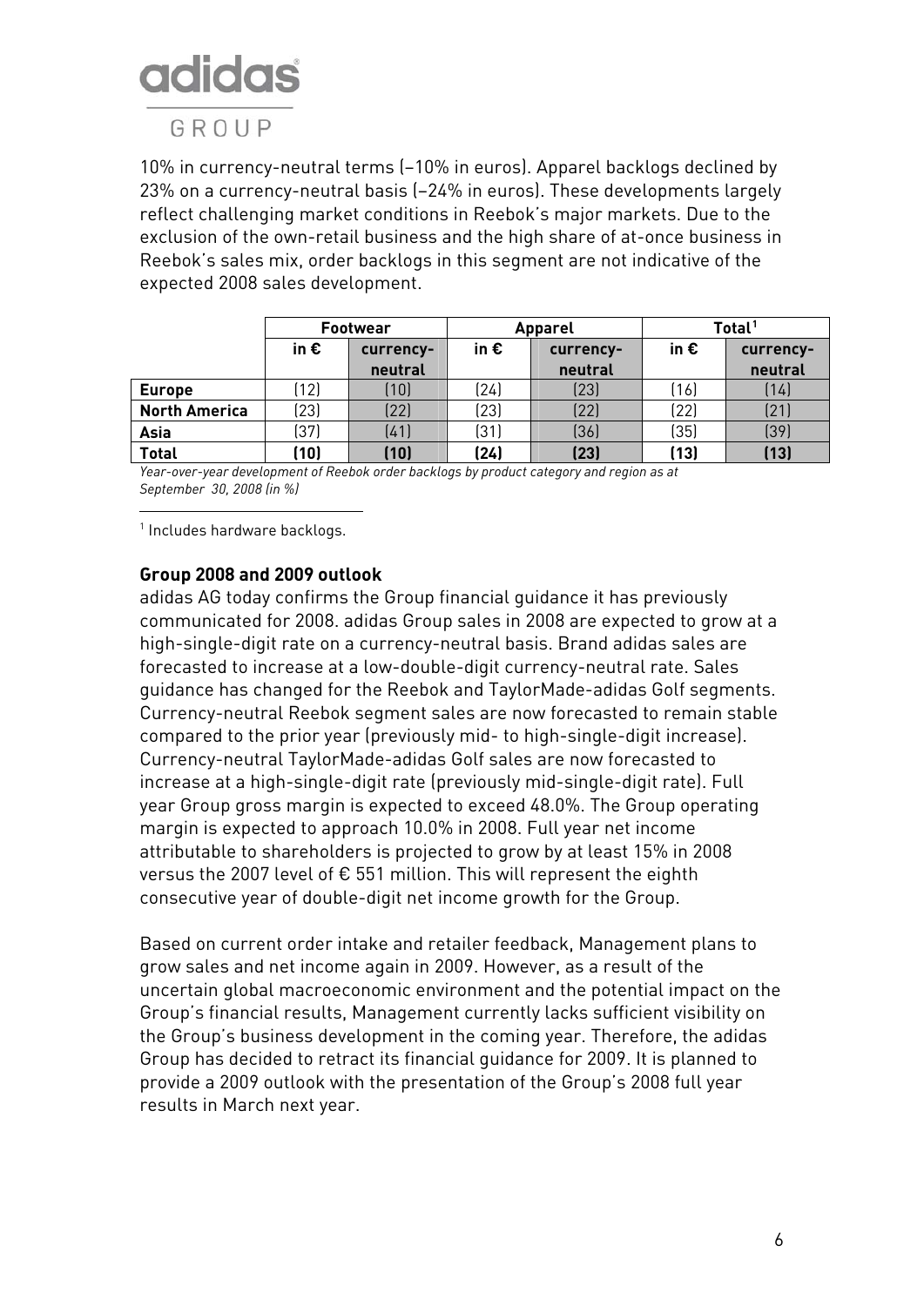10% in currency-neutral terms (–10% in euros). Apparel backlogs declined by 23% on a currency-neutral basis (–24% in euros). These developments largely reflect challenging market conditions in Reebok's major markets. Due to the exclusion of the own-retail business and the high share of at-once business in Reebok's sales mix, order backlogs in this segment are not indicative of the expected 2008 sales development.

| | Footwear | | Apparel | | Total[1] | |
|---|---|---|---|---|---|---|
| | in € | currency-neutral | in € | currency-neutral | in € | currency-neutral |
| **Europe** | (12) | (10) | (24) | (23) | (16) | (14) |
| **North America** | (23) | (22) | (23) | (22) | (22) | (21) |
| **Asia** | (37) | (41) | (31) | (36) | (35) | (39) |
| **Total** | **(10)** | **(10)** | **(24)** | **(23)** | **(13)** | **(13)** |

*Year-over-year development of Reebok order backlogs by product category and region as at September 30, 2008 (in %)*

[1] Includes hardware backlogs.

**Group 2008 and 2009 outlook**

adidas AG today confirms the Group financial guidance it has previously communicated for 2008. adidas Group sales in 2008 are expected to grow at a high-single-digit rate on a currency-neutral basis. Brand adidas sales are forecasted to increase at a low-double-digit currency-neutral rate. Sales guidance has changed for the Reebok and TaylorMade-adidas Golf segments. Currency-neutral Reebok segment sales are now forecasted to remain stable compared to the prior year (previously mid- to high-single-digit increase). Currency-neutral TaylorMade-adidas Golf sales are now forecasted to increase at a high-single-digit rate (previously mid-single-digit rate). Full year Group gross margin is expected to exceed 48.0%. The Group operating margin is expected to approach 10.0% in 2008. Full year net income attributable to shareholders is projected to grow by at least 15% in 2008 versus the 2007 level of € 551 million. This will represent the eighth consecutive year of double-digit net income growth for the Group.

Based on current order intake and retailer feedback, Management plans to grow sales and net income again in 2009. However, as a result of the uncertain global macroeconomic environment and the potential impact on the Group's financial results, Management currently lacks sufficient visibility on the Group's business development in the coming year. Therefore, the adidas Group has decided to retract its financial guidance for 2009. It is planned to provide a 2009 outlook with the presentation of the Group's 2008 full year results in March next year.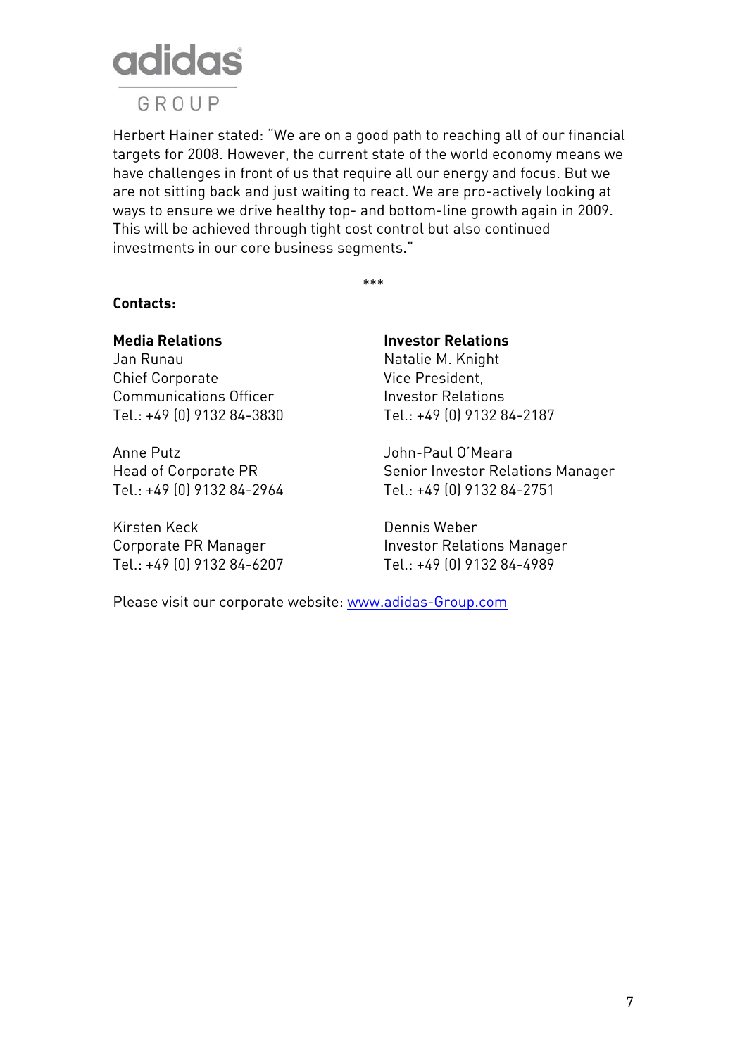Herbert Hainer stated: "We are on a good path to reaching all of our financial targets for 2008. However, the current state of the world economy means we have challenges in front of us that require all our energy and focus. But we are not sitting back and just waiting to react. We are pro-actively looking at ways to ensure we drive healthy top- and bottom-line growth again in 2009. This will be achieved through tight cost control but also continued investments in our core business segments."

***

**Contacts:**

**Media Relations**
Jan Runau
Chief Corporate Communications Officer
Tel.: +49 (0) 9132 84-3830

Anne Putz
Head of Corporate PR
Tel.: +49 (0) 9132 84-2964

Kirsten Keck
Corporate PR Manager
Tel.: +49 (0) 9132 84-6207

**Investor Relations**
Natalie M. Knight
Vice President, Investor Relations
Tel.: +49 (0) 9132 84-2187

John-Paul O'Meara
Senior Investor Relations Manager
Tel.: +49 (0) 9132 84-2751

Dennis Weber
Investor Relations Manager
Tel.: +49 (0) 9132 84-4989

Please visit our corporate website: www.adidas-Group.com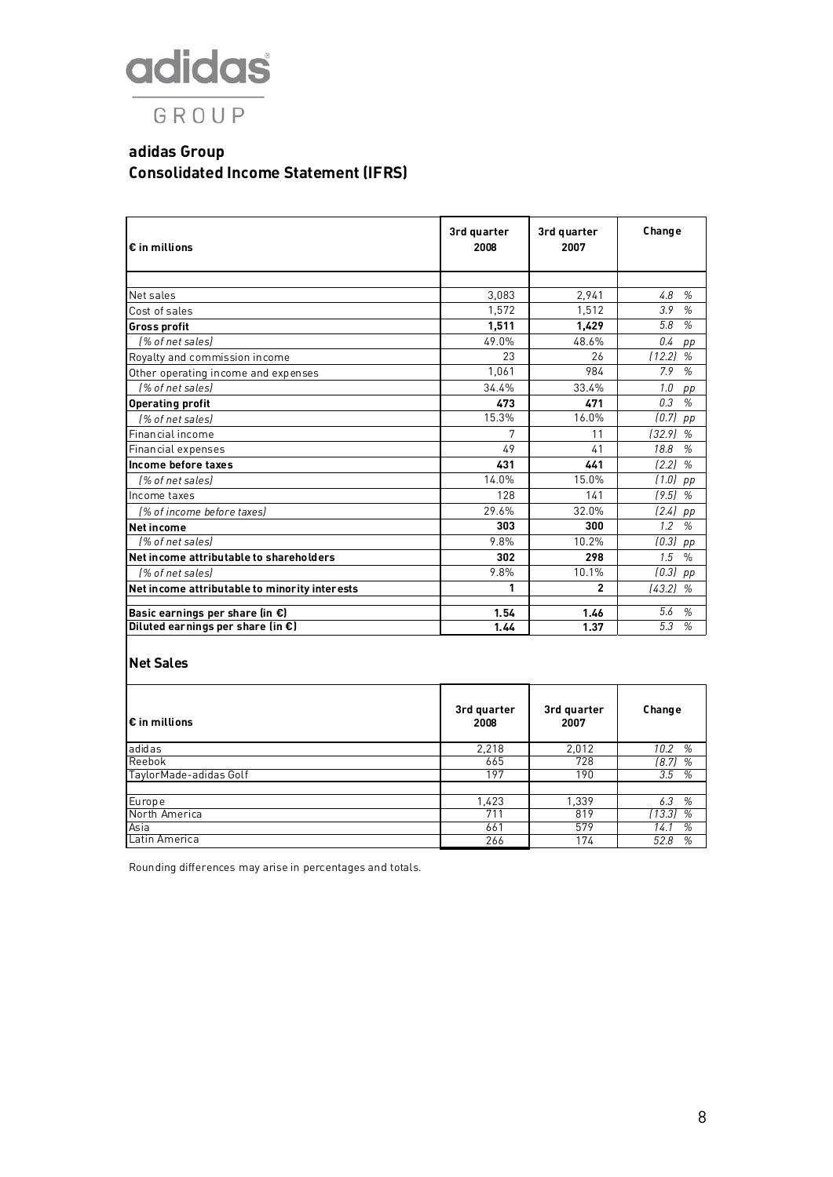# adidas Group

## Consolidated Income Statement (IFRS)

| € in millions | 3rd quarter 2008 | 3rd quarter 2007 | Change |
|---|---|---|---|
| Net sales | 3,083 | 2,941 | 4.8 % |
| Cost of sales | 1,572 | 1,512 | 3.9 % |
| **Gross profit** | **1,511** | **1,429** | 5.8 % |
| *(% of net sales)* | 49.0% | 48.6% | 0.4 pp |
| Royalty and commission income | 23 | 26 | (12.2) % |
| Other operating income and expenses | 1,061 | 984 | 7.9 % |
| *(% of net sales)* | 34.4% | 33.4% | 1.0 pp |
| **Operating profit** | **473** | **471** | 0.3 % |
| *(% of net sales)* | 15.3% | 16.0% | (0.7) pp |
| Financial income | 7 | 11 | (32.9) % |
| Financial expenses | 49 | 41 | 18.8 % |
| **Income before taxes** | **431** | **441** | (2.2) % |
| *(% of net sales)* | 14.0% | 15.0% | (1.0) pp |
| Income taxes | 128 | 141 | (9.5) % |
| *(% of income before taxes)* | 29.6% | 32.0% | (2.4) pp |
| **Net income** | **303** | **300** | 1.2 % |
| *(% of net sales)* | 9.8% | 10.2% | (0.3) pp |
| **Net income attributable to shareholders** | **302** | **298** | 1.5 % |
| *(% of net sales)* | 9.8% | 10.1% | (0.3) pp |
| **Net income attributable to minority interests** | **1** | **2** | (43.2) % |
| **Basic earnings per share (in €)** | **1.54** | **1.46** | 5.6 % |
| **Diluted earnings per share (in €)** | **1.44** | **1.37** | 5.3 % |

## Net Sales

| € in millions | 3rd quarter 2008 | 3rd quarter 2007 | Change |
|---|---|---|---|
| adidas | 2,218 | 2,012 | 10.2 % |
| Reebok | 665 | 728 | (8.7) % |
| TaylorMade-adidas Golf | 197 | 190 | 3.5 % |
| | | | |
| Europe | 1,423 | 1,339 | 6.3 % |
| North America | 711 | 819 | (13.3) % |
| Asia | 661 | 579 | 14.1 % |
| Latin America | 266 | 174 | 52.8 % |

Rounding differences may arise in percentages and totals.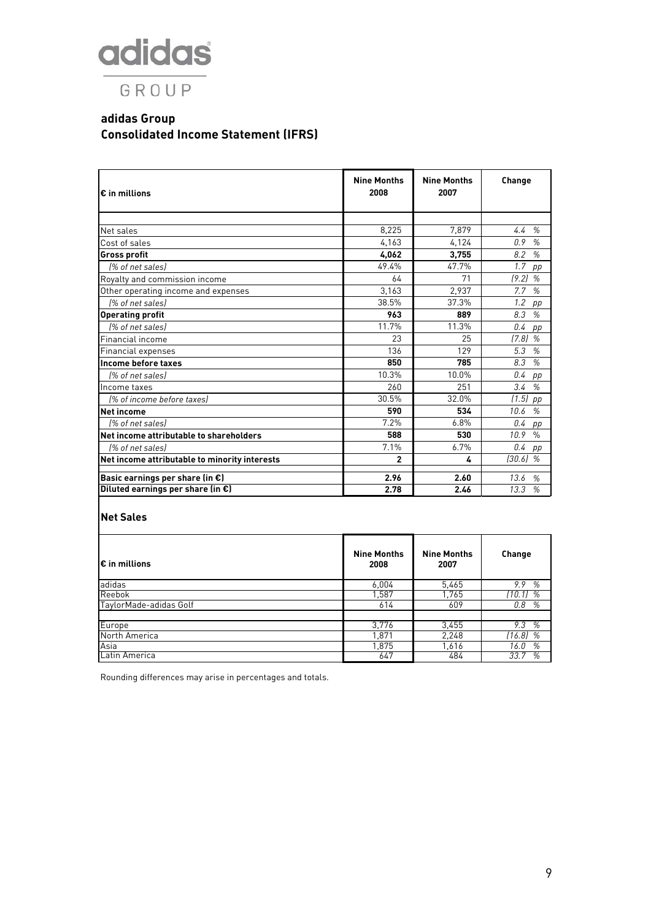# adidas Group

## adidas Group
## Consolidated Income Statement (IFRS)

| € in millions | Nine Months 2008 | Nine Months 2007 | Change |
|---|---|---|---|
| Net sales | 8,225 | 7,879 | 4.4 % |
| Cost of sales | 4,163 | 4,124 | 0.9 % |
| **Gross profit** | **4,062** | **3,755** | 8.2 % |
| *(% of net sales)* | 49.4% | 47.7% | 1.7 pp |
| Royalty and commission income | 64 | 71 | (9.2) % |
| Other operating income and expenses | 3,163 | 2,937 | 7.7 % |
| *(% of net sales)* | 38.5% | 37.3% | 1.2 pp |
| **Operating profit** | **963** | **889** | 8.3 % |
| *(% of net sales)* | 11.7% | 11.3% | 0.4 pp |
| Financial income | 23 | 25 | (7.8) % |
| Financial expenses | 136 | 129 | 5.3 % |
| **Income before taxes** | **850** | **785** | 8.3 % |
| *(% of net sales)* | 10.3% | 10.0% | 0.4 pp |
| Income taxes | 260 | 251 | 3.4 % |
| *(% of income before taxes)* | 30.5% | 32.0% | (1.5) pp |
| **Net income** | **590** | **534** | 10.6 % |
| *(% of net sales)* | 7.2% | 6.8% | 0.4 pp |
| **Net income attributable to shareholders** | **588** | **530** | 10.9 % |
| *(% of net sales)* | 7.1% | 6.7% | 0.4 pp |
| **Net income attributable to minority interests** | **2** | **4** | (30.6) % |
| **Basic earnings per share (in €)** | **2.96** | **2.60** | 13.6 % |
| **Diluted earnings per share (in €)** | **2.78** | **2.46** | 13.3 % |

### Net Sales

| € in millions | Nine Months 2008 | Nine Months 2007 | Change |
|---|---|---|---|
| adidas | 6,004 | 5,465 | 9.9 % |
| Reebok | 1,587 | 1,765 | (10.1) % |
| TaylorMade-adidas Golf | 614 | 609 | 0.8 % |
| | | | |
| Europe | 3,776 | 3,455 | 9.3 % |
| North America | 1,871 | 2,248 | (16.8) % |
| Asia | 1,875 | 1,616 | 16.0 % |
| Latin America | 647 | 484 | 33.7 % |

Rounding differences may arise in percentages and totals.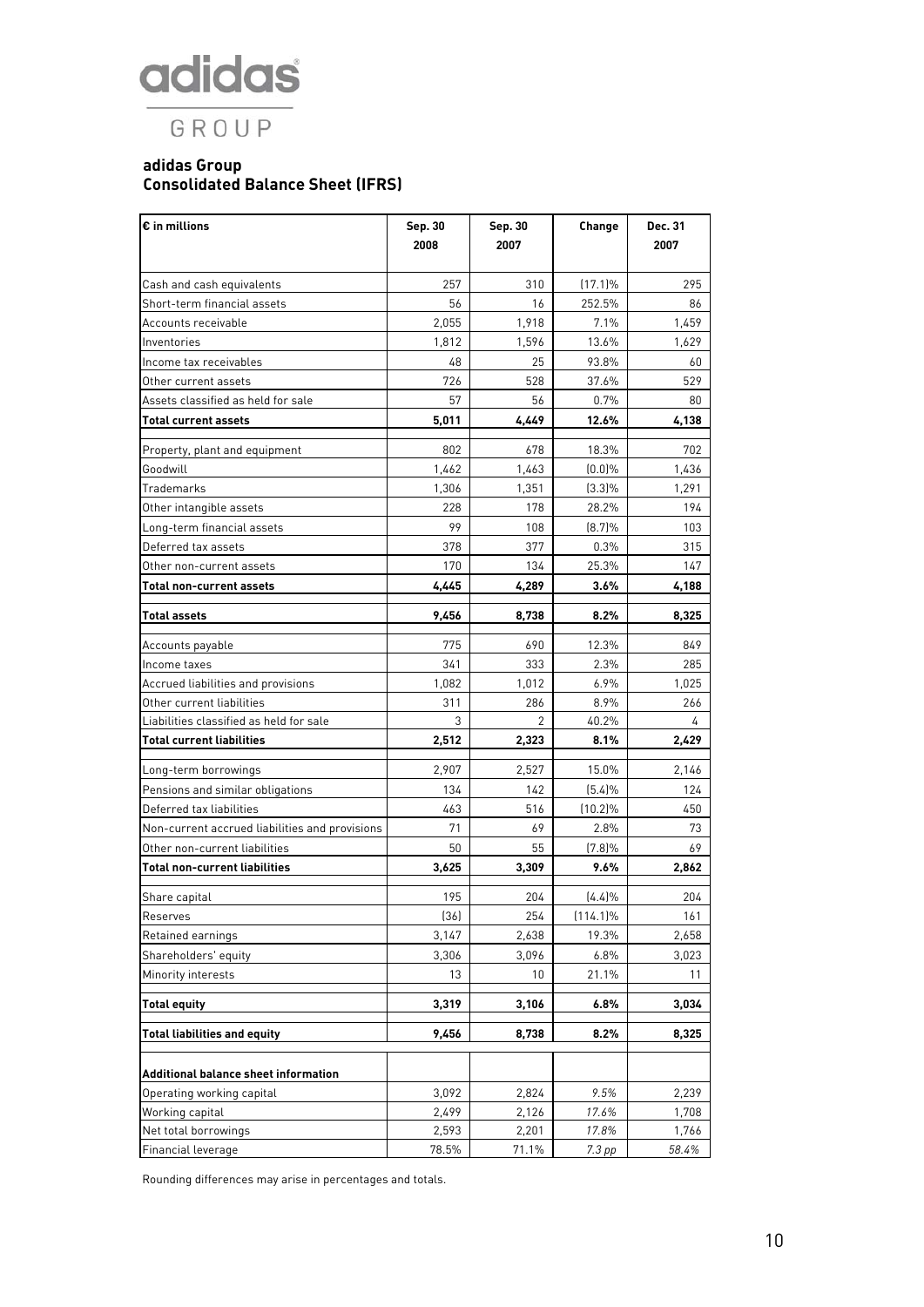**adidas Group**
**Consolidated Balance Sheet (IFRS)**

| € in millions | Sep. 30 2008 | Sep. 30 2007 | Change | Dec. 31 2007 |
|---|---|---|---|---|
| Cash and cash equivalents | 257 | 310 | (17.1)% | 295 |
| Short-term financial assets | 56 | 16 | 252.5% | 86 |
| Accounts receivable | 2,055 | 1,918 | 7.1% | 1,459 |
| Inventories | 1,812 | 1,596 | 13.6% | 1,629 |
| Income tax receivables | 48 | 25 | 93.8% | 60 |
| Other current assets | 726 | 528 | 37.6% | 529 |
| Assets classified as held for sale | 57 | 56 | 0.7% | 80 |
| **Total current assets** | **5,011** | **4,449** | **12.6%** | **4,138** |
| Property, plant and equipment | 802 | 678 | 18.3% | 702 |
| Goodwill | 1,462 | 1,463 | (0.0)% | 1,436 |
| Trademarks | 1,306 | 1,351 | (3.3)% | 1,291 |
| Other intangible assets | 228 | 178 | 28.2% | 194 |
| Long-term financial assets | 99 | 108 | (8.7)% | 103 |
| Deferred tax assets | 378 | 377 | 0.3% | 315 |
| Other non-current assets | 170 | 134 | 25.3% | 147 |
| **Total non-current assets** | **4,445** | **4,289** | **3.6%** | **4,188** |
| **Total assets** | **9,456** | **8,738** | **8.2%** | **8,325** |
| Accounts payable | 775 | 690 | 12.3% | 849 |
| Income taxes | 341 | 333 | 2.3% | 285 |
| Accrued liabilities and provisions | 1,082 | 1,012 | 6.9% | 1,025 |
| Other current liabilities | 311 | 286 | 8.9% | 266 |
| Liabilities classified as held for sale | 3 | 2 | 40.2% | 4 |
| **Total current liabilities** | **2,512** | **2,323** | **8.1%** | **2,429** |
| Long-term borrowings | 2,907 | 2,527 | 15.0% | 2,146 |
| Pensions and similar obligations | 134 | 142 | (5.4)% | 124 |
| Deferred tax liabilities | 463 | 516 | (10.2)% | 450 |
| Non-current accrued liabilities and provisions | 71 | 69 | 2.8% | 73 |
| Other non-current liabilities | 50 | 55 | (7.8)% | 69 |
| **Total non-current liabilities** | **3,625** | **3,309** | **9.6%** | **2,862** |
| Share capital | 195 | 204 | (4.4)% | 204 |
| Reserves | (36) | 254 | (114.1)% | 161 |
| Retained earnings | 3,147 | 2,638 | 19.3% | 2,658 |
| Shareholders' equity | 3,306 | 3,096 | 6.8% | 3,023 |
| Minority interests | 13 | 10 | 21.1% | 11 |
| **Total equity** | **3,319** | **3,106** | **6.8%** | **3,034** |
| **Total liabilities and equity** | **9,456** | **8,738** | **8.2%** | **8,325** |
| **Additional balance sheet information** | | | | |
| Operating working capital | 3,092 | 2,824 | *9.5%* | 2,239 |
| Working capital | 2,499 | 2,126 | *17.6%* | 1,708 |
| Net total borrowings | 2,593 | 2,201 | *17.8%* | 1,766 |
| Financial leverage | 78.5% | 71.1% | *7.3 pp* | *58.4%* |

Rounding differences may arise in percentages and totals.